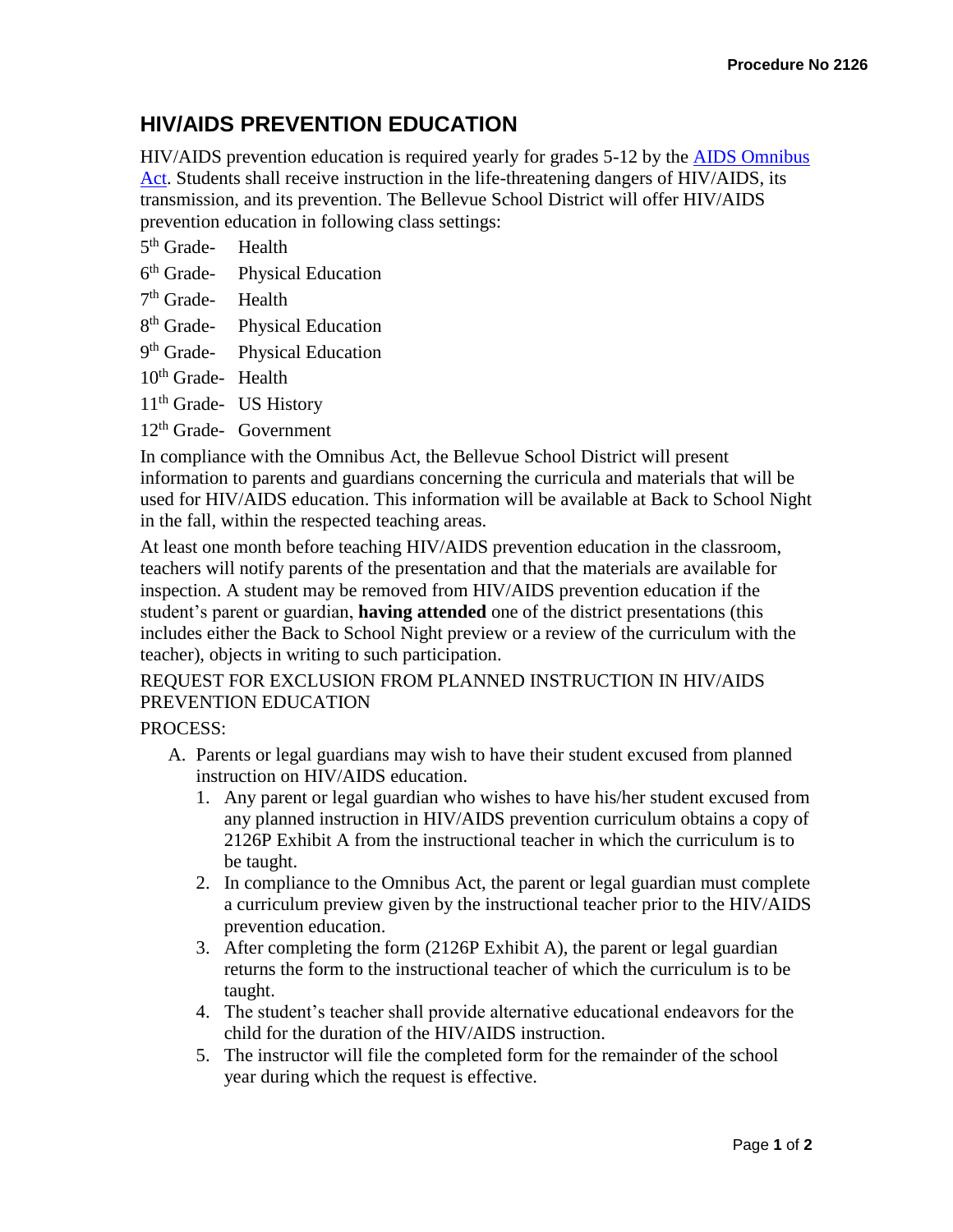# HIV/AIDS PREVENTION EDUCATION

HIV/AIDS prevention education is required yearly for grades 5-12 by the AIDS Omnibus Act. Students shall receive instruction in the life-threatening dangers of HIV/AIDS, its transmission, and its prevention. The Bellevue School District will offer HIV/AIDS prevention education in following class settings:

5th Grade- Health

6th Grade- Physical Education

7th Grade- Health

8th Grade- Physical Education

9th Grade- Physical Education

10th Grade- Health

11th Grade- US History

12th Grade- Government

In compliance with the Omnibus Act, the Bellevue School District will present information to parents and guardians concerning the curricula and materials that will be used for HIV/AIDS education. This information will be available at Back to School Night in the fall, within the respected teaching areas.

At least one month before teaching HIV/AIDS prevention education in the classroom, teachers will notify parents of the presentation and that the materials are available for inspection. A student may be removed from HIV/AIDS prevention education if the student's parent or guardian, **having attended** one of the district presentations (this includes either the Back to School Night preview or a review of the curriculum with the teacher), objects in writing to such participation.

REQUEST FOR EXCLUSION FROM PLANNED INSTRUCTION IN HIV/AIDS PREVENTION EDUCATION

PROCESS:

A. Parents or legal guardians may wish to have their student excused from planned instruction on HIV/AIDS education.
   1. Any parent or legal guardian who wishes to have his/her student excused from any planned instruction in HIV/AIDS prevention curriculum obtains a copy of 2126P Exhibit A from the instructional teacher in which the curriculum is to be taught.
   2. In compliance to the Omnibus Act, the parent or legal guardian must complete a curriculum preview given by the instructional teacher prior to the HIV/AIDS prevention education.
   3. After completing the form (2126P Exhibit A), the parent or legal guardian returns the form to the instructional teacher of which the curriculum is to be taught.
   4. The student's teacher shall provide alternative educational endeavors for the child for the duration of the HIV/AIDS instruction.
   5. The instructor will file the completed form for the remainder of the school year during which the request is effective.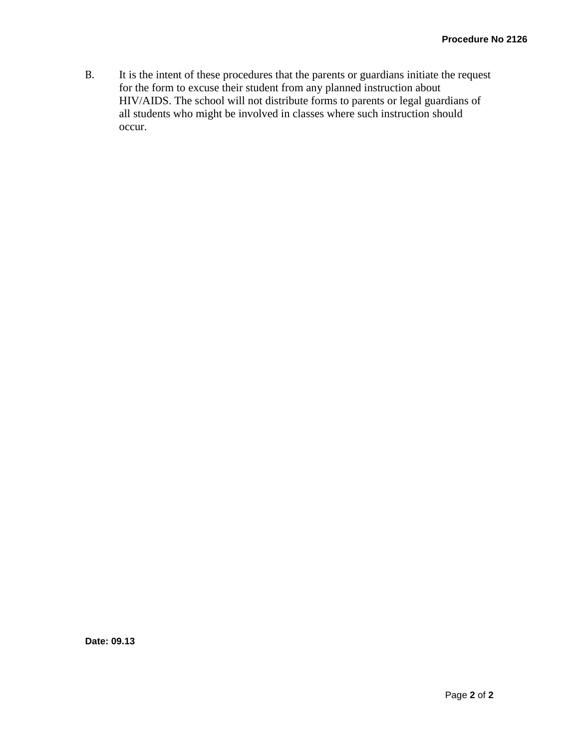B. It is the intent of these procedures that the parents or guardians initiate the request for the form to excuse their student from any planned instruction about HIV/AIDS. The school will not distribute forms to parents or legal guardians of all students who might be involved in classes where such instruction should occur.

**Date: 09.13**